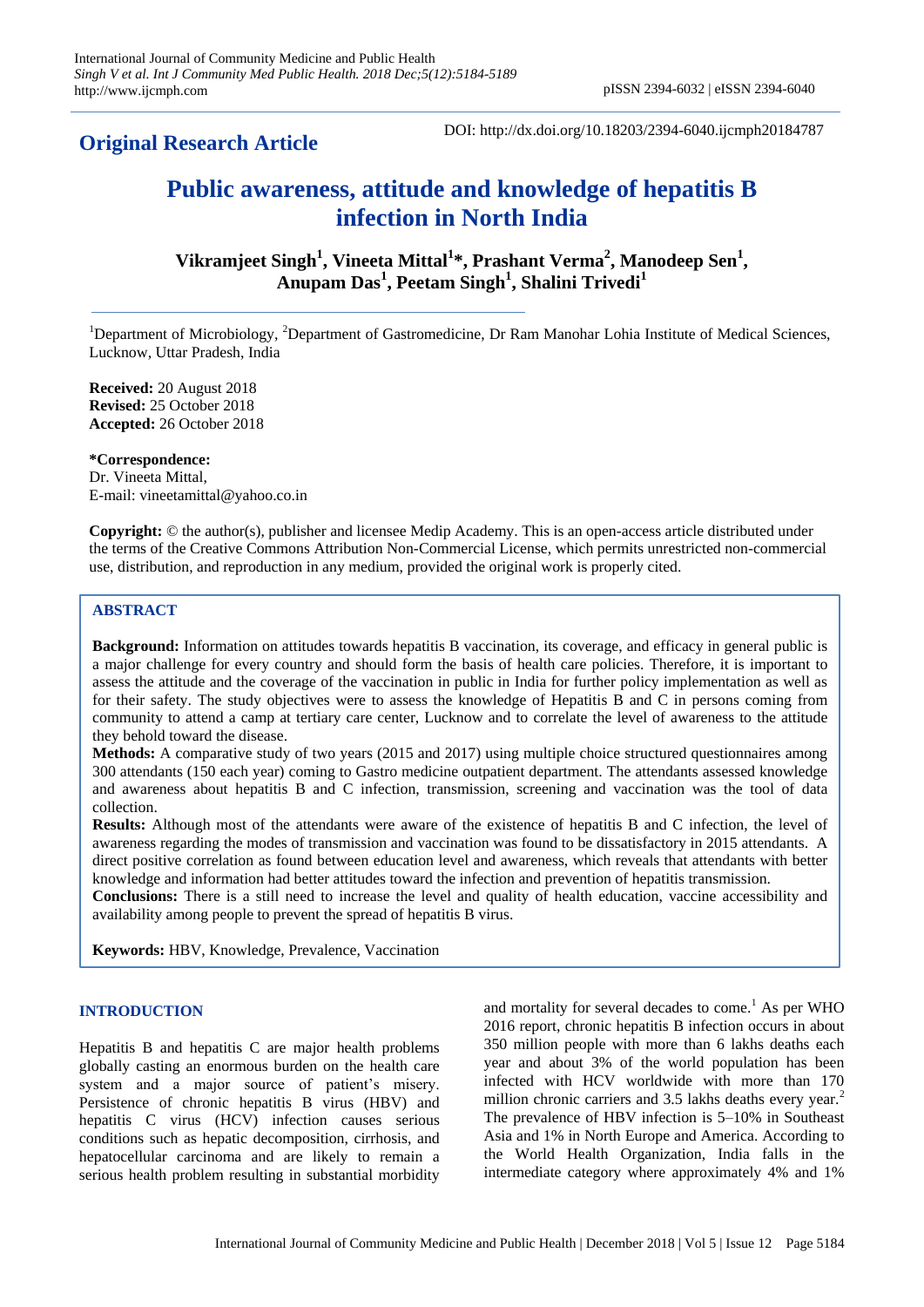**Original Research Article**

DOI: http://dx.doi.org/10.18203/2394-6040.ijcmph20184787

# Public awareness, attitude and knowledge of hepatitis B infection in North India

**Vikramjeet Singh[1], Vineeta Mittal[1]\*, Prashant Verma[2], Manodeep Sen[1], Anupam Das[1], Peetam Singh[1], Shalini Trivedi[1]**

[1]Department of Microbiology, [2]Department of Gastromedicine, Dr Ram Manohar Lohia Institute of Medical Sciences, Lucknow, Uttar Pradesh, India

**Received:** 20 August 2018
**Revised:** 25 October 2018
**Accepted:** 26 October 2018

**\*Correspondence:**
Dr. Vineeta Mittal,
E-mail: vineetamittal@yahoo.co.in

**Copyright:** © the author(s), publisher and licensee Medip Academy. This is an open-access article distributed under the terms of the Creative Commons Attribution Non-Commercial License, which permits unrestricted non-commercial use, distribution, and reproduction in any medium, provided the original work is properly cited.

## ABSTRACT

**Background:** Information on attitudes towards hepatitis B vaccination, its coverage, and efficacy in general public is a major challenge for every country and should form the basis of health care policies. Therefore, it is important to assess the attitude and the coverage of the vaccination in public in India for further policy implementation as well as for their safety. The study objectives were to assess the knowledge of Hepatitis B and C in persons coming from community to attend a camp at tertiary care center, Lucknow and to correlate the level of awareness to the attitude they behold toward the disease.

**Methods:** A comparative study of two years (2015 and 2017) using multiple choice structured questionnaires among 300 attendants (150 each year) coming to Gastro medicine outpatient department. The attendants assessed knowledge and awareness about hepatitis B and C infection, transmission, screening and vaccination was the tool of data collection.

**Results:** Although most of the attendants were aware of the existence of hepatitis B and C infection, the level of awareness regarding the modes of transmission and vaccination was found to be dissatisfactory in 2015 attendants. A direct positive correlation as found between education level and awareness, which reveals that attendants with better knowledge and information had better attitudes toward the infection and prevention of hepatitis transmission.

**Conclusions:** There is a still need to increase the level and quality of health education, vaccine accessibility and availability among people to prevent the spread of hepatitis B virus.

**Keywords:** HBV, Knowledge, Prevalence, Vaccination

## INTRODUCTION

Hepatitis B and hepatitis C are major health problems globally casting an enormous burden on the health care system and a major source of patient's misery. Persistence of chronic hepatitis B virus (HBV) and hepatitis C virus (HCV) infection causes serious conditions such as hepatic decomposition, cirrhosis, and hepatocellular carcinoma and are likely to remain a serious health problem resulting in substantial morbidity and mortality for several decades to come.[1] As per WHO 2016 report, chronic hepatitis B infection occurs in about 350 million people with more than 6 lakhs deaths each year and about 3% of the world population has been infected with HCV worldwide with more than 170 million chronic carriers and 3.5 lakhs deaths every year.[2] The prevalence of HBV infection is 5–10% in Southeast Asia and 1% in North Europe and America. According to the World Health Organization, India falls in the intermediate category where approximately 4% and 1%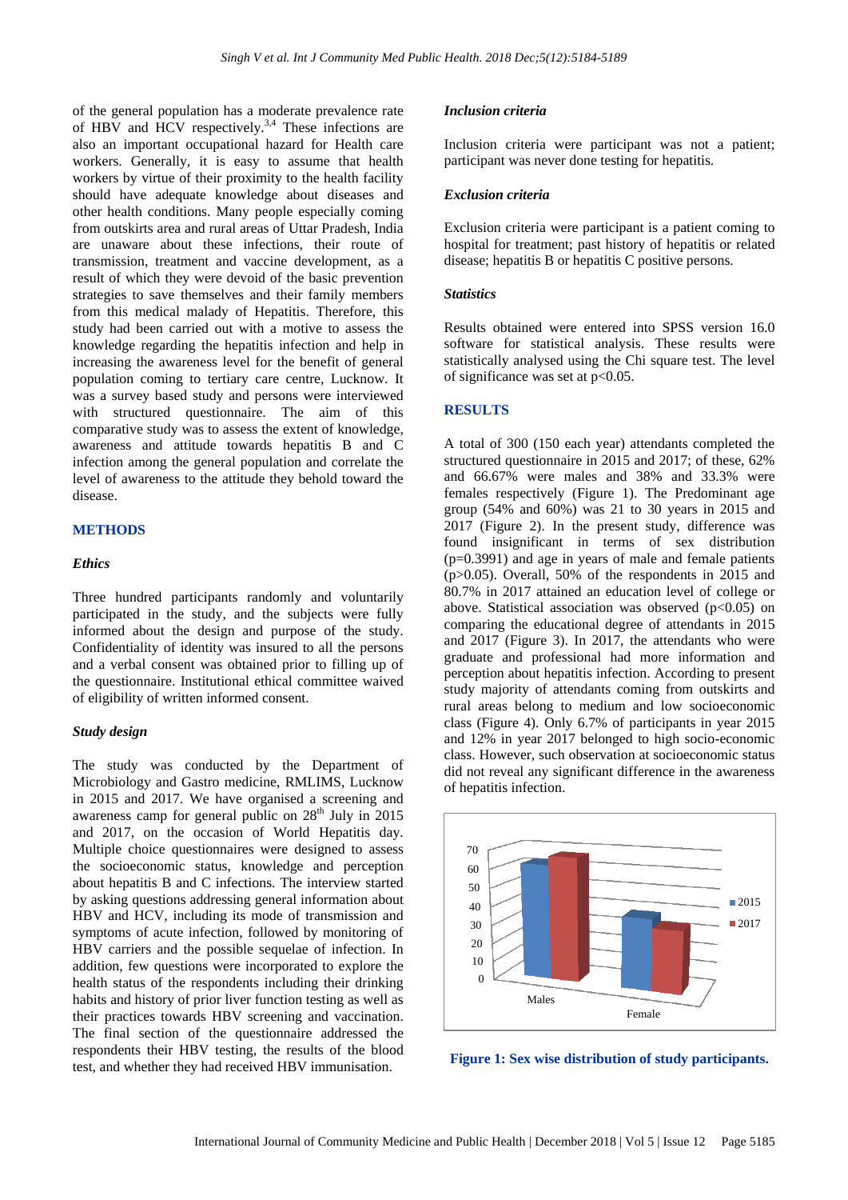of the general population has a moderate prevalence rate of HBV and HCV respectively.[3,4] These infections are also an important occupational hazard for Health care workers. Generally, it is easy to assume that health workers by virtue of their proximity to the health facility should have adequate knowledge about diseases and other health conditions. Many people especially coming from outskirts area and rural areas of Uttar Pradesh, India are unaware about these infections, their route of transmission, treatment and vaccine development, as a result of which they were devoid of the basic prevention strategies to save themselves and their family members from this medical malady of Hepatitis. Therefore, this study had been carried out with a motive to assess the knowledge regarding the hepatitis infection and help in increasing the awareness level for the benefit of general population coming to tertiary care centre, Lucknow. It was a survey based study and persons were interviewed with structured questionnaire. The aim of this comparative study was to assess the extent of knowledge, awareness and attitude towards hepatitis B and C infection among the general population and correlate the level of awareness to the attitude they behold toward the disease.

## METHODS

### *Ethics*

Three hundred participants randomly and voluntarily participated in the study, and the subjects were fully informed about the design and purpose of the study. Confidentiality of identity was insured to all the persons and a verbal consent was obtained prior to filling up of the questionnaire. Institutional ethical committee waived of eligibility of written informed consent.

### *Study design*

The study was conducted by the Department of Microbiology and Gastro medicine, RMLIMS, Lucknow in 2015 and 2017. We have organised a screening and awareness camp for general public on 28th July in 2015 and 2017, on the occasion of World Hepatitis day. Multiple choice questionnaires were designed to assess the socioeconomic status, knowledge and perception about hepatitis B and C infections. The interview started by asking questions addressing general information about HBV and HCV, including its mode of transmission and symptoms of acute infection, followed by monitoring of HBV carriers and the possible sequelae of infection. In addition, few questions were incorporated to explore the health status of the respondents including their drinking habits and history of prior liver function testing as well as their practices towards HBV screening and vaccination. The final section of the questionnaire addressed the respondents their HBV testing, the results of the blood test, and whether they had received HBV immunisation.

### *Inclusion criteria*

Inclusion criteria were participant was not a patient; participant was never done testing for hepatitis.

### *Exclusion criteria*

Exclusion criteria were participant is a patient coming to hospital for treatment; past history of hepatitis or related disease; hepatitis B or hepatitis C positive persons.

### *Statistics*

Results obtained were entered into SPSS version 16.0 software for statistical analysis. These results were statistically analysed using the Chi square test. The level of significance was set at $p<0.05$.

## RESULTS

A total of 300 (150 each year) attendants completed the structured questionnaire in 2015 and 2017; of these, 62% and 66.67% were males and 38% and 33.3% were females respectively (Figure 1). The Predominant age group (54% and 60%) was 21 to 30 years in 2015 and 2017 (Figure 2). In the present study, difference was found insignificant in terms of sex distribution ($p=0.3991$) and age in years of male and female patients ($p>0.05$). Overall, 50% of the respondents in 2015 and 80.7% in 2017 attained an education level of college or above. Statistical association was observed ($p<0.05$) on comparing the educational degree of attendants in 2015 and 2017 (Figure 3). In 2017, the attendants who were graduate and professional had more information and perception about hepatitis infection. According to present study majority of attendants coming from outskirts and rural areas belong to medium and low socioeconomic class (Figure 4). Only 6.7% of participants in year 2015 and 12% in year 2017 belonged to high socio-economic class. However, such observation at socioeconomic status did not reveal any significant difference in the awareness of hepatitis infection.

**Figure 1: Sex wise distribution of study participants.**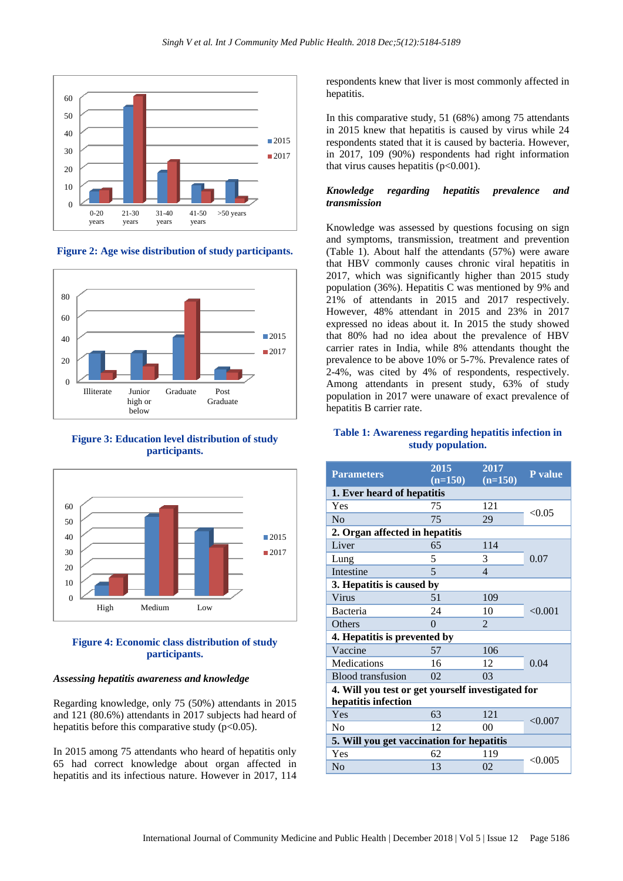Figure 2: Age wise distribution of study participants.

Figure 3: Education level distribution of study participants.

Figure 4: Economic class distribution of study participants.

### *Assessing hepatitis awareness and knowledge*

Regarding knowledge, only 75 (50%) attendants in 2015 and 121 (80.6%) attendants in 2017 subjects had heard of hepatitis before this comparative study (p<0.05).

In 2015 among 75 attendants who heard of hepatitis only 65 had correct knowledge about organ affected in hepatitis and its infectious nature. However in 2017, 114 respondents knew that liver is most commonly affected in hepatitis.

In this comparative study, 51 (68%) among 75 attendants in 2015 knew that hepatitis is caused by virus while 24 respondents stated that it is caused by bacteria. However, in 2017, 109 (90%) respondents had right information that virus causes hepatitis (p<0.001).

### *Knowledge regarding hepatitis prevalence and transmission*

Knowledge was assessed by questions focusing on sign and symptoms, transmission, treatment and prevention (Table 1). About half the attendants (57%) were aware that HBV commonly causes chronic viral hepatitis in 2017, which was significantly higher than 2015 study population (36%). Hepatitis C was mentioned by 9% and 21% of attendants in 2015 and 2017 respectively. However, 48% attendant in 2015 and 23% in 2017 expressed no ideas about it. In 2015 the study showed that 80% had no idea about the prevalence of HBV carrier rates in India, while 8% attendants thought the prevalence to be above 10% or 5-7%. Prevalence rates of 2-4%, was cited by 4% of respondents, respectively. Among attendants in present study, 63% of study population in 2017 were unaware of exact prevalence of hepatitis B carrier rate.

**Table 1: Awareness regarding hepatitis infection in study population.**

| Parameters | 2015 (n=150) | 2017 (n=150) | P value |
|---|---|---|---|
| **1. Ever heard of hepatitis** | | | |
| Yes | 75 | 121 | <0.05 |
| No | 75 | 29 | |
| **2. Organ affected in hepatitis** | | | |
| Liver | 65 | 114 | 0.07 |
| Lung | 5 | 3 | |
| Intestine | 5 | 4 | |
| **3. Hepatitis is caused by** | | | |
| Virus | 51 | 109 | <0.001 |
| Bacteria | 24 | 10 | |
| Others | 0 | 2 | |
| **4. Hepatitis is prevented by** | | | |
| Vaccine | 57 | 106 | 0.04 |
| Medications | 16 | 12 | |
| Blood transfusion | 02 | 03 | |
| **4. Will you test or get yourself investigated for hepatitis infection** | | | |
| Yes | 63 | 121 | <0.007 |
| No | 12 | 00 | |
| **5. Will you get vaccination for hepatitis** | | | |
| Yes | 62 | 119 | <0.005 |
| No | 13 | 02 | |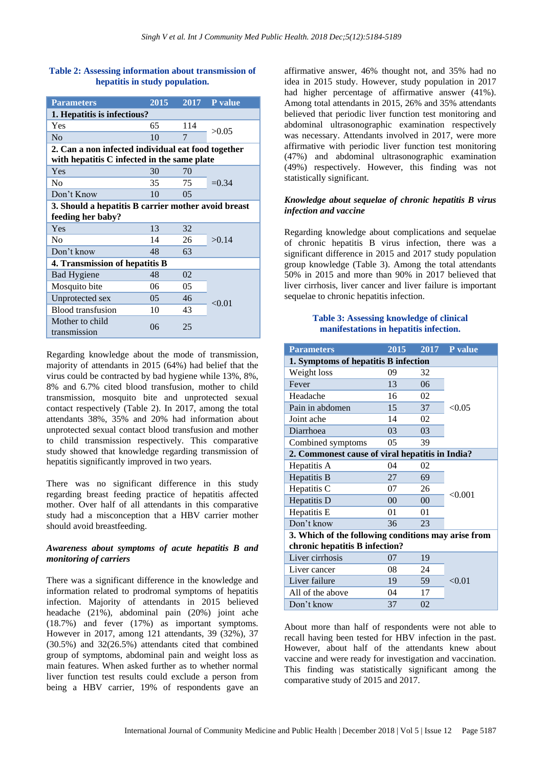**Table 2: Assessing information about transmission of hepatitis in study population.**

| Parameters | 2015 | 2017 | P value |
|---|---|---|---|
| **1. Hepatitis is infectious?** | | | |
| Yes | 65 | 114 | >0.05 |
| No | 10 | 7 | |
| **2. Can a non infected individual eat food together with hepatitis C infected in the same plate** | | | |
| Yes | 30 | 70 | =0.34 |
| No | 35 | 75 | |
| Don't Know | 10 | 05 | |
| **3. Should a hepatitis B carrier mother avoid breast feeding her baby?** | | | |
| Yes | 13 | 32 | >0.14 |
| No | 14 | 26 | |
| Don't know | 48 | 63 | |
| **4. Transmission of hepatitis B** | | | |
| Bad Hygiene | 48 | 02 | <0.01 |
| Mosquito bite | 06 | 05 | |
| Unprotected sex | 05 | 46 | |
| Blood transfusion | 10 | 43 | |
| Mother to child transmission | 06 | 25 | |

Regarding knowledge about the mode of transmission, majority of attendants in 2015 (64%) had belief that the virus could be contracted by bad hygiene while 13%, 8%, 8% and 6.7% cited blood transfusion, mother to child transmission, mosquito bite and unprotected sexual contact respectively (Table 2). In 2017, among the total attendants 38%, 35% and 20% had information about unprotected sexual contact blood transfusion and mother to child transmission respectively. This comparative study showed that knowledge regarding transmission of hepatitis significantly improved in two years.

There was no significant difference in this study regarding breast feeding practice of hepatitis affected mother. Over half of all attendants in this comparative study had a misconception that a HBV carrier mother should avoid breastfeeding.

***Awareness about symptoms of acute hepatitis B and monitoring of carriers***

There was a significant difference in the knowledge and information related to prodromal symptoms of hepatitis infection. Majority of attendants in 2015 believed headache (21%), abdominal pain (20%) joint ache (18.7%) and fever (17%) as important symptoms. However in 2017, among 121 attendants, 39 (32%), 37 (30.5%) and 32(26.5%) attendants cited that combined group of symptoms, abdominal pain and weight loss as main features. When asked further as to whether normal liver function test results could exclude a person from being a HBV carrier, 19% of respondents gave an affirmative answer, 46% thought not, and 35% had no idea in 2015 study. However, study population in 2017 had higher percentage of affirmative answer (41%). Among total attendants in 2015, 26% and 35% attendants believed that periodic liver function test monitoring and abdominal ultrasonographic examination respectively was necessary. Attendants involved in 2017, were more affirmative with periodic liver function test monitoring (47%) and abdominal ultrasonographic examination (49%) respectively. However, this finding was not statistically significant.

***Knowledge about sequelae of chronic hepatitis B virus infection and vaccine***

Regarding knowledge about complications and sequelae of chronic hepatitis B virus infection, there was a significant difference in 2015 and 2017 study population group knowledge (Table 3). Among the total attendants 50% in 2015 and more than 90% in 2017 believed that liver cirrhosis, liver cancer and liver failure is important sequelae to chronic hepatitis infection.

**Table 3: Assessing knowledge of clinical manifestations in hepatitis infection.**

| Parameters | 2015 | 2017 | P value |
|---|---|---|---|
| **1. Symptoms of hepatitis B infection** | | | |
| Weight loss | 09 | 32 | <0.05 |
| Fever | 13 | 06 | |
| Headache | 16 | 02 | |
| Pain in abdomen | 15 | 37 | |
| Joint ache | 14 | 02 | |
| Diarrhoea | 03 | 03 | |
| Combined symptoms | 05 | 39 | |
| **2. Commonest cause of viral hepatitis in India?** | | | |
| Hepatitis A | 04 | 02 | <0.001 |
| Hepatitis B | 27 | 69 | |
| Hepatitis C | 07 | 26 | |
| Hepatitis D | 00 | 00 | |
| Hepatitis E | 01 | 01 | |
| Don't know | 36 | 23 | |
| **3. Which of the following conditions may arise from chronic hepatitis B infection?** | | | |
| Liver cirrhosis | 07 | 19 | <0.01 |
| Liver cancer | 08 | 24 | |
| Liver failure | 19 | 59 | |
| All of the above | 04 | 17 | |
| Don't know | 37 | 02 | |

About more than half of respondents were not able to recall having been tested for HBV infection in the past. However, about half of the attendants knew about vaccine and were ready for investigation and vaccination. This finding was statistically significant among the comparative study of 2015 and 2017.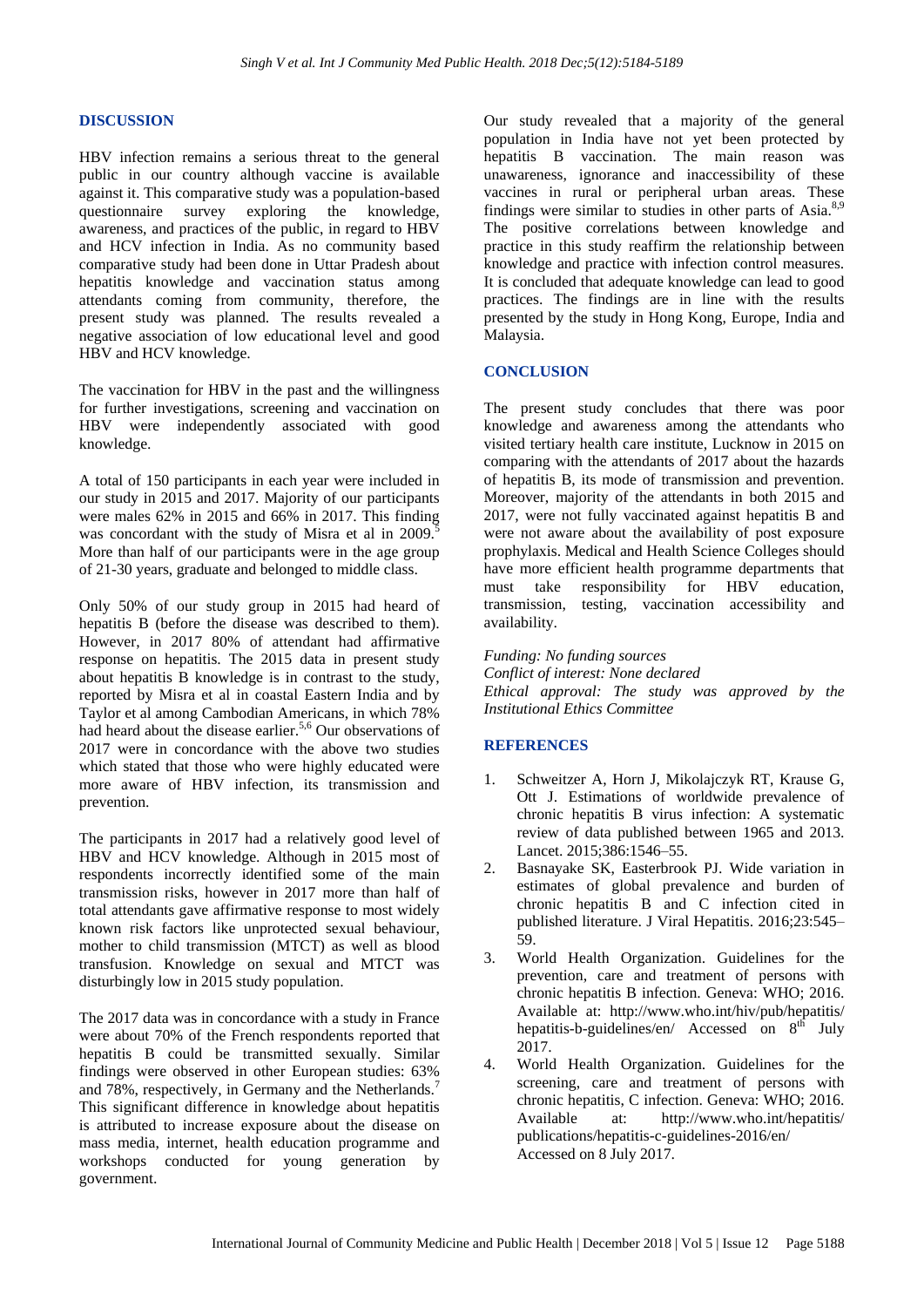## DISCUSSION

HBV infection remains a serious threat to the general public in our country although vaccine is available against it. This comparative study was a population-based questionnaire survey exploring the knowledge, awareness, and practices of the public, in regard to HBV and HCV infection in India. As no community based comparative study had been done in Uttar Pradesh about hepatitis knowledge and vaccination status among attendants coming from community, therefore, the present study was planned. The results revealed a negative association of low educational level and good HBV and HCV knowledge.

The vaccination for HBV in the past and the willingness for further investigations, screening and vaccination on HBV were independently associated with good knowledge.

A total of 150 participants in each year were included in our study in 2015 and 2017. Majority of our participants were males 62% in 2015 and 66% in 2017. This finding was concordant with the study of Misra et al in 2009.[5] More than half of our participants were in the age group of 21-30 years, graduate and belonged to middle class.

Only 50% of our study group in 2015 had heard of hepatitis B (before the disease was described to them). However, in 2017 80% of attendant had affirmative response on hepatitis. The 2015 data in present study about hepatitis B knowledge is in contrast to the study, reported by Misra et al in coastal Eastern India and by Taylor et al among Cambodian Americans, in which 78% had heard about the disease earlier.[5,6] Our observations of 2017 were in concordance with the above two studies which stated that those who were highly educated were more aware of HBV infection, its transmission and prevention.

The participants in 2017 had a relatively good level of HBV and HCV knowledge. Although in 2015 most of respondents incorrectly identified some of the main transmission risks, however in 2017 more than half of total attendants gave affirmative response to most widely known risk factors like unprotected sexual behaviour, mother to child transmission (MTCT) as well as blood transfusion. Knowledge on sexual and MTCT was disturbingly low in 2015 study population.

The 2017 data was in concordance with a study in France were about 70% of the French respondents reported that hepatitis B could be transmitted sexually. Similar findings were observed in other European studies: 63% and 78%, respectively, in Germany and the Netherlands.[7] This significant difference in knowledge about hepatitis is attributed to increase exposure about the disease on mass media, internet, health education programme and workshops conducted for young generation by government.

Our study revealed that a majority of the general population in India have not yet been protected by hepatitis B vaccination. The main reason was unawareness, ignorance and inaccessibility of these vaccines in rural or peripheral urban areas. These findings were similar to studies in other parts of Asia.[8,9] The positive correlations between knowledge and practice in this study reaffirm the relationship between knowledge and practice with infection control measures. It is concluded that adequate knowledge can lead to good practices. The findings are in line with the results presented by the study in Hong Kong, Europe, India and Malaysia.

## CONCLUSION

The present study concludes that there was poor knowledge and awareness among the attendants who visited tertiary health care institute, Lucknow in 2015 on comparing with the attendants of 2017 about the hazards of hepatitis B, its mode of transmission and prevention. Moreover, majority of the attendants in both 2015 and 2017, were not fully vaccinated against hepatitis B and were not aware about the availability of post exposure prophylaxis. Medical and Health Science Colleges should have more efficient health programme departments that must take responsibility for HBV education, transmission, testing, vaccination accessibility and availability.

*Funding: No funding sources*
*Conflict of interest: None declared*
*Ethical approval: The study was approved by the Institutional Ethics Committee*

## REFERENCES

1. Schweitzer A, Horn J, Mikolajczyk RT, Krause G, Ott J. Estimations of worldwide prevalence of chronic hepatitis B virus infection: A systematic review of data published between 1965 and 2013. Lancet. 2015;386:1546–55.
2. Basnayake SK, Easterbrook PJ. Wide variation in estimates of global prevalence and burden of chronic hepatitis B and C infection cited in published literature. J Viral Hepatitis. 2016;23:545–59.
3. World Health Organization. Guidelines for the prevention, care and treatment of persons with chronic hepatitis B infection. Geneva: WHO; 2016. Available at: http://www.who.int/hiv/pub/hepatitis/hepatitis-b-guidelines/en/ Accessed on 8th July 2017.
4. World Health Organization. Guidelines for the screening, care and treatment of persons with chronic hepatitis, C infection. Geneva: WHO; 2016. Available at: http://www.who.int/hepatitis/publications/hepatitis-c-guidelines-2016/en/ Accessed on 8 July 2017.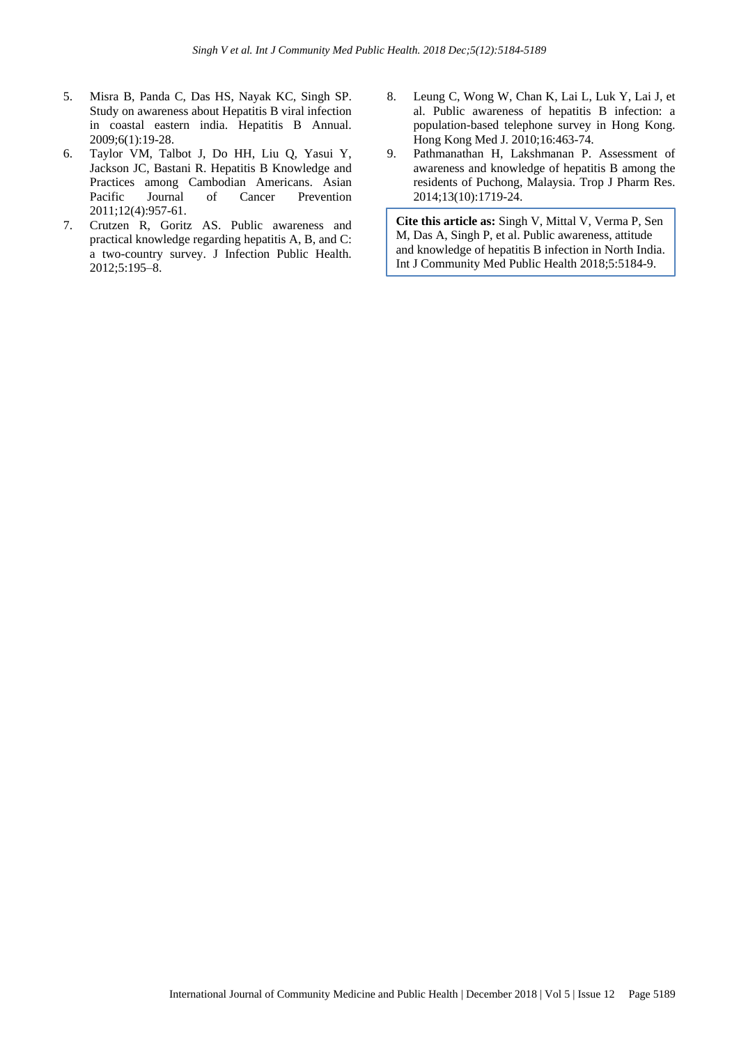5. Misra B, Panda C, Das HS, Nayak KC, Singh SP. Study on awareness about Hepatitis B viral infection in coastal eastern india. Hepatitis B Annual. 2009;6(1):19-28.
6. Taylor VM, Talbot J, Do HH, Liu Q, Yasui Y, Jackson JC, Bastani R. Hepatitis B Knowledge and Practices among Cambodian Americans. Asian Pacific Journal of Cancer Prevention 2011;12(4):957-61.
7. Crutzen R, Goritz AS. Public awareness and practical knowledge regarding hepatitis A, B, and C: a two-country survey. J Infection Public Health. 2012;5:195–8.
8. Leung C, Wong W, Chan K, Lai L, Luk Y, Lai J, et al. Public awareness of hepatitis B infection: a population-based telephone survey in Hong Kong. Hong Kong Med J. 2010;16:463-74.
9. Pathmanathan H, Lakshmanan P. Assessment of awareness and knowledge of hepatitis B among the residents of Puchong, Malaysia. Trop J Pharm Res. 2014;13(10):1719-24.

**Cite this article as:** Singh V, Mittal V, Verma P, Sen M, Das A, Singh P, et al. Public awareness, attitude and knowledge of hepatitis B infection in North India. Int J Community Med Public Health 2018;5:5184-9.